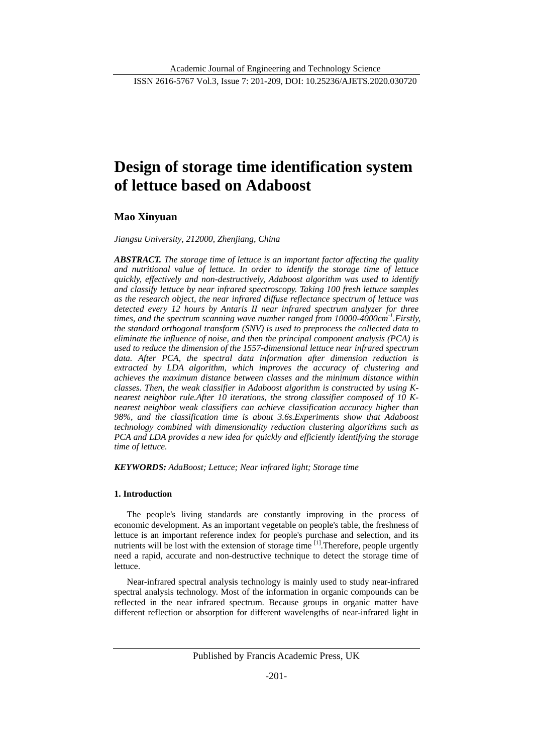# Design of storage time identification system of lettuce based on Adaboost

**Mao Xinyuan**

*Jiangsu University, 212000, Zhenjiang, China*

***ABSTRACT.*** *The storage time of lettuce is an important factor affecting the quality and nutritional value of lettuce. In order to identify the storage time of lettuce quickly, effectively and non-destructively, Adaboost algorithm was used to identify and classify lettuce by near infrared spectroscopy. Taking 100 fresh lettuce samples as the research object, the near infrared diffuse reflectance spectrum of lettuce was detected every 12 hours by Antaris II near infrared spectrum analyzer for three times, and the spectrum scanning wave number ranged from 10000-4000cm$^{-1}$.Firstly, the standard orthogonal transform (SNV) is used to preprocess the collected data to eliminate the influence of noise, and then the principal component analysis (PCA) is used to reduce the dimension of the 1557-dimensional lettuce near infrared spectrum data. After PCA, the spectral data information after dimension reduction is extracted by LDA algorithm, which improves the accuracy of clustering and achieves the maximum distance between classes and the minimum distance within classes. Then, the weak classifier in Adaboost algorithm is constructed by using K-nearest neighbor rule.After 10 iterations, the strong classifier composed of 10 K-nearest neighbor weak classifiers can achieve classification accuracy higher than 98%, and the classification time is about 3.6s.Experiments show that Adaboost technology combined with dimensionality reduction clustering algorithms such as PCA and LDA provides a new idea for quickly and efficiently identifying the storage time of lettuce.*

***KEYWORDS:*** *AdaBoost; Lettuce; Near infrared light; Storage time*

## 1. Introduction

The people's living standards are constantly improving in the process of economic development. As an important vegetable on people's table, the freshness of lettuce is an important reference index for people's purchase and selection, and its nutrients will be lost with the extension of storage time [1].Therefore, people urgently need a rapid, accurate and non-destructive technique to detect the storage time of lettuce.

Near-infrared spectral analysis technology is mainly used to study near-infrared spectral analysis technology. Most of the information in organic compounds can be reflected in the near infrared spectrum. Because groups in organic matter have different reflection or absorption for different wavelengths of near-infrared light in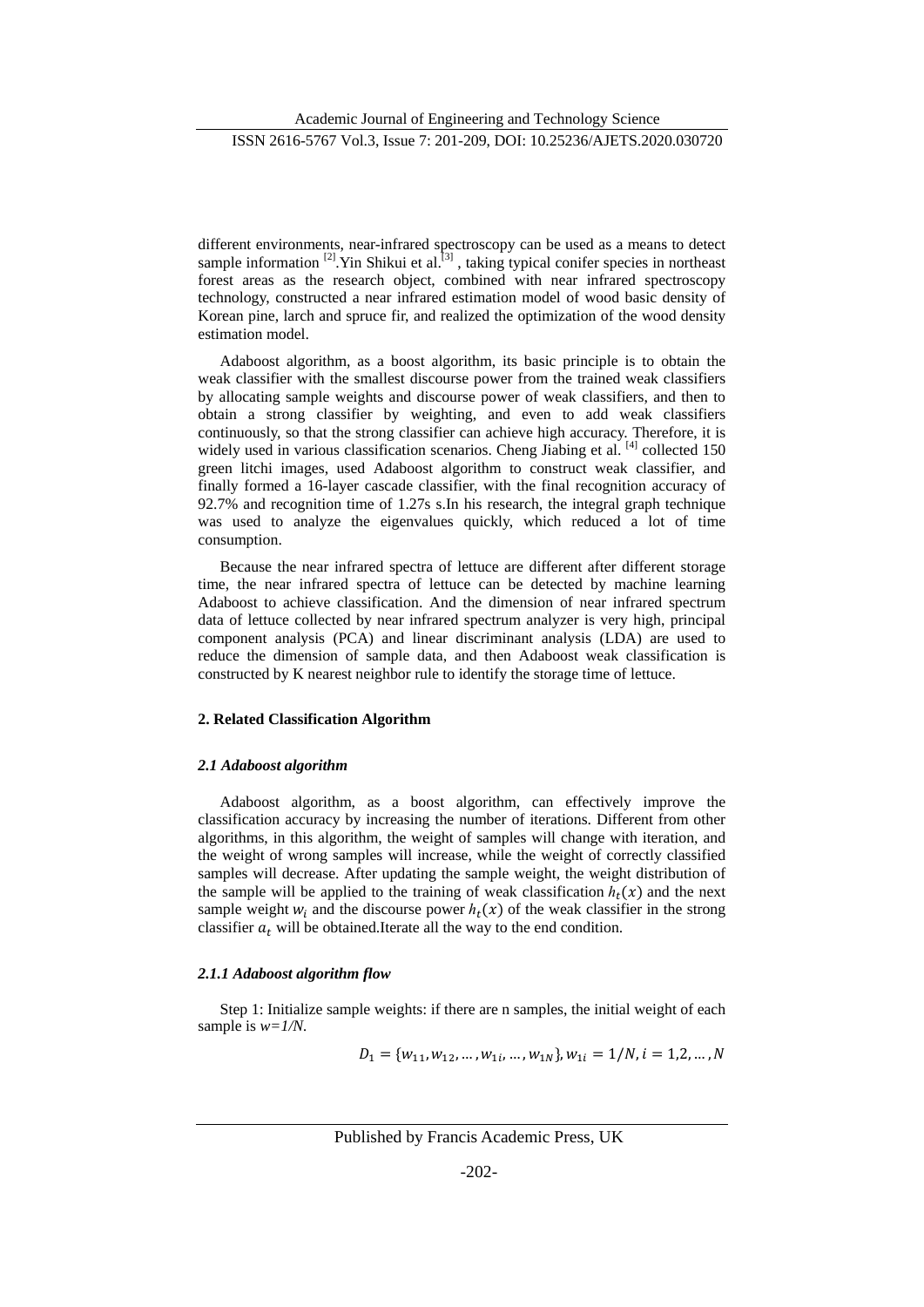different environments, near-infrared spectroscopy can be used as a means to detect sample information [2].Yin Shikui et al.[3] , taking typical conifer species in northeast forest areas as the research object, combined with near infrared spectroscopy technology, constructed a near infrared estimation model of wood basic density of Korean pine, larch and spruce fir, and realized the optimization of the wood density estimation model.

Adaboost algorithm, as a boost algorithm, its basic principle is to obtain the weak classifier with the smallest discourse power from the trained weak classifiers by allocating sample weights and discourse power of weak classifiers, and then to obtain a strong classifier by weighting, and even to add weak classifiers continuously, so that the strong classifier can achieve high accuracy. Therefore, it is widely used in various classification scenarios. Cheng Jiabing et al. [4] collected 150 green litchi images, used Adaboost algorithm to construct weak classifier, and finally formed a 16-layer cascade classifier, with the final recognition accuracy of 92.7% and recognition time of 1.27s s.In his research, the integral graph technique was used to analyze the eigenvalues quickly, which reduced a lot of time consumption.

Because the near infrared spectra of lettuce are different after different storage time, the near infrared spectra of lettuce can be detected by machine learning Adaboost to achieve classification. And the dimension of near infrared spectrum data of lettuce collected by near infrared spectrum analyzer is very high, principal component analysis (PCA) and linear discriminant analysis (LDA) are used to reduce the dimension of sample data, and then Adaboost weak classification is constructed by K nearest neighbor rule to identify the storage time of lettuce.

## 2. Related Classification Algorithm

### *2.1 Adaboost algorithm*

Adaboost algorithm, as a boost algorithm, can effectively improve the classification accuracy by increasing the number of iterations. Different from other algorithms, in this algorithm, the weight of samples will change with iteration, and the weight of wrong samples will increase, while the weight of correctly classified samples will decrease. After updating the sample weight, the weight distribution of the sample will be applied to the training of weak classification $h_t(x)$ and the next sample weight $w_i$ and the discourse power $h_t(x)$ of the weak classifier in the strong classifier $a_t$ will be obtained.Iterate all the way to the end condition.

#### *2.1.1 Adaboost algorithm flow*

Step 1: Initialize sample weights: if there are n samples, the initial weight of each sample is *w=1/N.*

$$D_1 = \{w_{11}, w_{12}, \dots, w_{1i}, \dots, w_{1N}\}, w_{1i} = 1/N, i = 1,2, \dots, N$$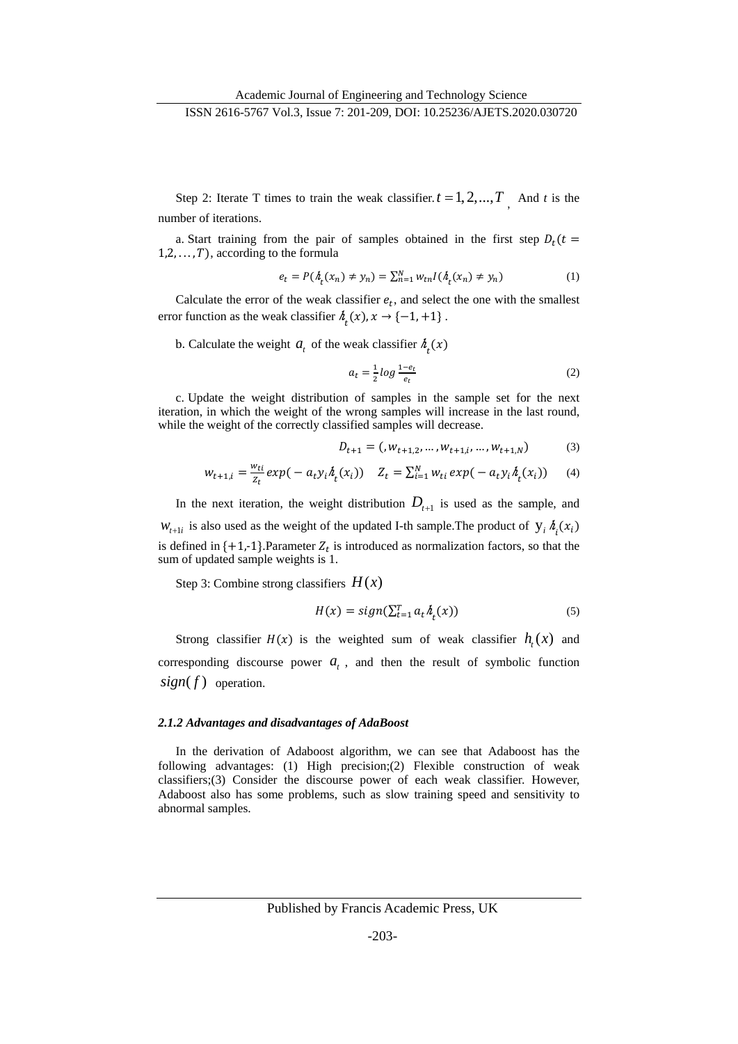Step 2: Iterate T times to train the weak classifier. $t = 1, 2, ..., T$ , And *t* is the number of iterations.

a. Start training from the pair of samples obtained in the first step $D_t(t = 1,2, \ldots, T)$, according to the formula

$$e_t = P(\hbar_t(x_n) \neq y_n) = \sum_{n=1}^{N} w_{tn} I(\hbar_t(x_n) \neq y_n) \tag{1}$$

Calculate the error of the weak classifier $e_t$, and select the one with the smallest error function as the weak classifier $\hbar_t(x), x \to \{-1, +1\}$ .

b. Calculate the weight $a_t$ of the weak classifier $\hbar_t(x)$

$$a_t = \frac{1}{2} log \frac{1-e_t}{e_t} \tag{2}$$

c. Update the weight distribution of samples in the sample set for the next iteration, in which the weight of the wrong samples will increase in the last round, while the weight of the correctly classified samples will decrease.

$$D_{t+1} = (, w_{t+1,2}, \ldots, w_{t+1,i}, \ldots, w_{t+1,N}) \tag{3}$$

$$w_{t+1,i} = \frac{w_{ti}}{Z_t} exp(-a_t y_i \hbar_t(x_i)) \quad Z_t = \sum_{i=1}^{N} w_{ti} \, exp(-a_t y_i \hbar_t(x_i)) \tag{4}$$

In the next iteration, the weight distribution $D_{t+1}$ is used as the sample, and $w_{t+1i}$ is also used as the weight of the updated I-th sample.The product of $y_i \hbar_i(x_i)$ is defined in $\{+1,-1\}$.Parameter $Z_t$ is introduced as normalization factors, so that the sum of updated sample weights is 1.

Step 3: Combine strong classifiers $H(x)$

$$H(x) = sign(\sum_{t=1}^{T} a_t \hbar_t(x)) \tag{5}$$

Strong classifier $H(x)$ is the weighted sum of weak classifier $h_t(x)$ and corresponding discourse power $a_t$ , and then the result of symbolic function $sign(f)$ operation.

#### *2.1.2 Advantages and disadvantages of AdaBoost*

In the derivation of Adaboost algorithm, we can see that Adaboost has the following advantages: (1) High precision;(2) Flexible construction of weak classifiers;(3) Consider the discourse power of each weak classifier. However, Adaboost also has some problems, such as slow training speed and sensitivity to abnormal samples.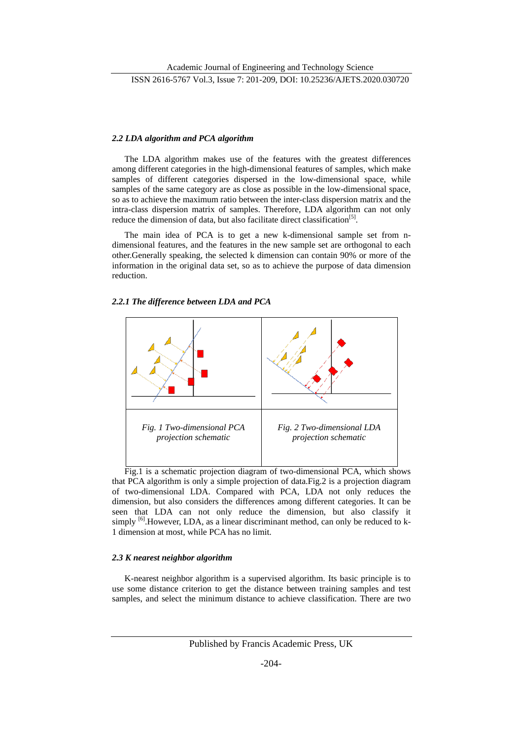### *2.2 LDA algorithm and PCA algorithm*

The LDA algorithm makes use of the features with the greatest differences among different categories in the high-dimensional features of samples, which make samples of different categories dispersed in the low-dimensional space, while samples of the same category are as close as possible in the low-dimensional space, so as to achieve the maximum ratio between the inter-class dispersion matrix and the intra-class dispersion matrix of samples. Therefore, LDA algorithm can not only reduce the dimension of data, but also facilitate direct classification[5].

The main idea of PCA is to get a new k-dimensional sample set from n-dimensional features, and the features in the new sample set are orthogonal to each other.Generally speaking, the selected k dimension can contain 90% or more of the information in the original data set, so as to achieve the purpose of data dimension reduction.

#### *2.2.1 The difference between LDA and PCA*

| *Fig. 1 Two-dimensional PCA projection schematic* | *Fig. 2 Two-dimensional LDA projection schematic* |
| --- | --- |

Fig.1 is a schematic projection diagram of two-dimensional PCA, which shows that PCA algorithm is only a simple projection of data.Fig.2 is a projection diagram of two-dimensional LDA. Compared with PCA, LDA not only reduces the dimension, but also considers the differences among different categories. It can be seen that LDA can not only reduce the dimension, but also classify it simply [6].However, LDA, as a linear discriminant method, can only be reduced to k-1 dimension at most, while PCA has no limit.

### *2.3 K nearest neighbor algorithm*

K-nearest neighbor algorithm is a supervised algorithm. Its basic principle is to use some distance criterion to get the distance between training samples and test samples, and select the minimum distance to achieve classification. There are two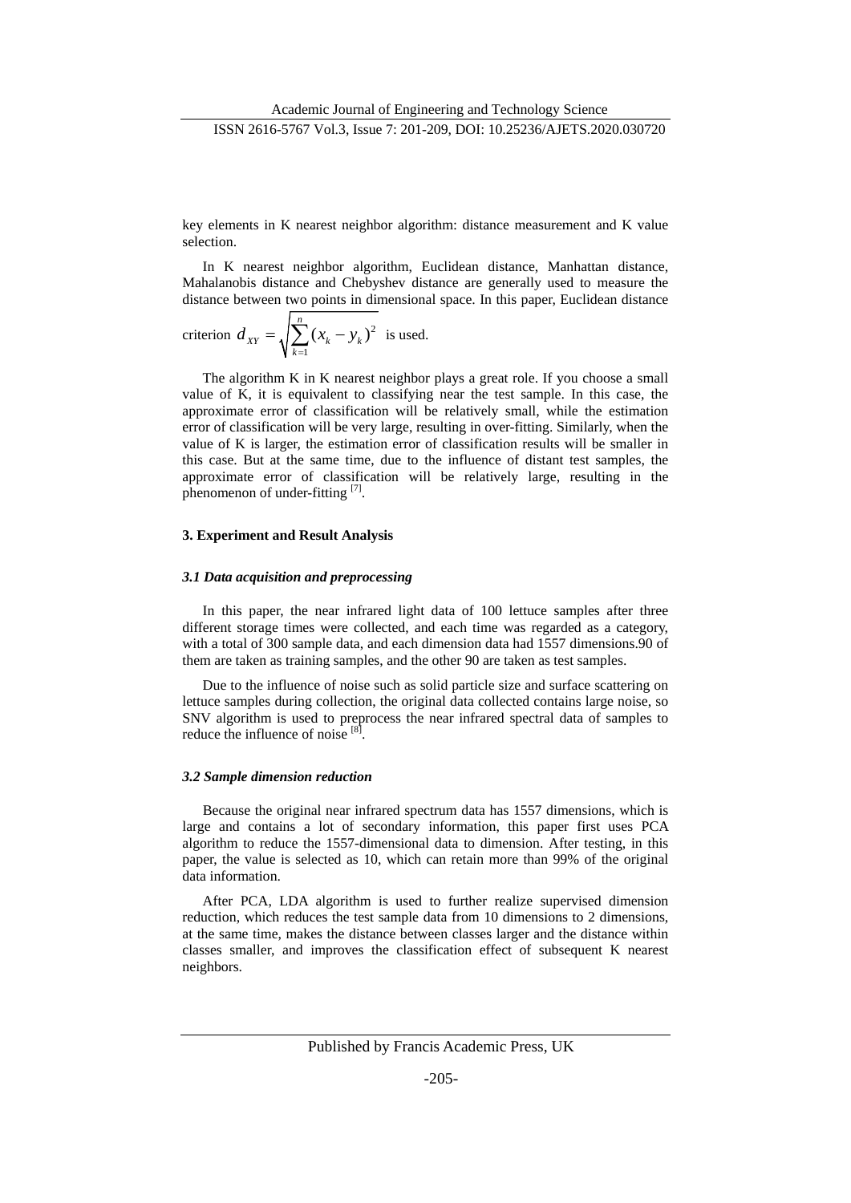key elements in K nearest neighbor algorithm: distance measurement and K value selection.

In K nearest neighbor algorithm, Euclidean distance, Manhattan distance, Mahalanobis distance and Chebyshev distance are generally used to measure the distance between two points in dimensional space. In this paper, Euclidean distance criterion $d_{XY} = \sqrt{\sum_{k=1}^{n} (x_k - y_k)^2}$ is used.

The algorithm K in K nearest neighbor plays a great role. If you choose a small value of K, it is equivalent to classifying near the test sample. In this case, the approximate error of classification will be relatively small, while the estimation error of classification will be very large, resulting in over-fitting. Similarly, when the value of K is larger, the estimation error of classification results will be smaller in this case. But at the same time, due to the influence of distant test samples, the approximate error of classification will be relatively large, resulting in the phenomenon of under-fitting [7].

## 3. Experiment and Result Analysis

### *3.1 Data acquisition and preprocessing*

In this paper, the near infrared light data of 100 lettuce samples after three different storage times were collected, and each time was regarded as a category, with a total of 300 sample data, and each dimension data had 1557 dimensions.90 of them are taken as training samples, and the other 90 are taken as test samples.

Due to the influence of noise such as solid particle size and surface scattering on lettuce samples during collection, the original data collected contains large noise, so SNV algorithm is used to preprocess the near infrared spectral data of samples to reduce the influence of noise [8].

### *3.2 Sample dimension reduction*

Because the original near infrared spectrum data has 1557 dimensions, which is large and contains a lot of secondary information, this paper first uses PCA algorithm to reduce the 1557-dimensional data to dimension. After testing, in this paper, the value is selected as 10, which can retain more than 99% of the original data information.

After PCA, LDA algorithm is used to further realize supervised dimension reduction, which reduces the test sample data from 10 dimensions to 2 dimensions, at the same time, makes the distance between classes larger and the distance within classes smaller, and improves the classification effect of subsequent K nearest neighbors.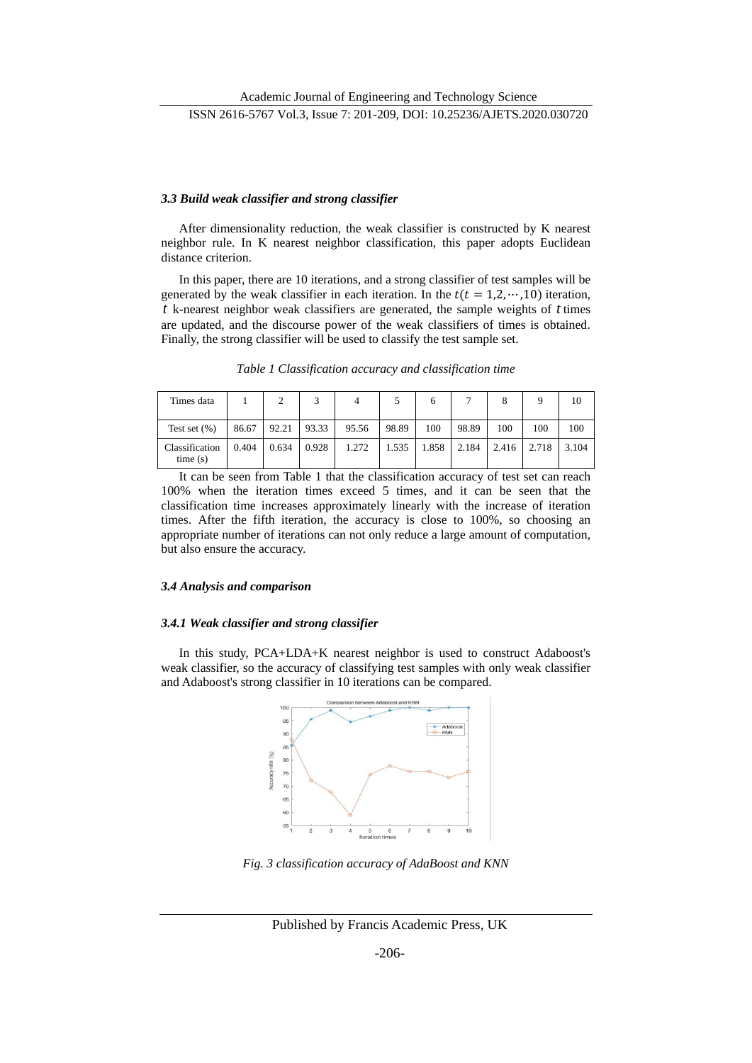### *3.3 Build weak classifier and strong classifier*

After dimensionality reduction, the weak classifier is constructed by K nearest neighbor rule. In K nearest neighbor classification, this paper adopts Euclidean distance criterion.

In this paper, there are 10 iterations, and a strong classifier of test samples will be generated by the weak classifier in each iteration. In the $t(t = 1,2,\cdots,10)$ iteration, $t$ k-nearest neighbor weak classifiers are generated, the sample weights of $t$ times are updated, and the discourse power of the weak classifiers of times is obtained. Finally, the strong classifier will be used to classify the test sample set.

*Table 1 Classification accuracy and classification time*

| Times data | 1 | 2 | 3 | 4 | 5 | 6 | 7 | 8 | 9 | 10 |
|---|---|---|---|---|---|---|---|---|---|---|
| Test set (%) | 86.67 | 92.21 | 93.33 | 95.56 | 98.89 | 100 | 98.89 | 100 | 100 | 100 |
| Classification time (s) | 0.404 | 0.634 | 0.928 | 1.272 | 1.535 | 1.858 | 2.184 | 2.416 | 2.718 | 3.104 |

It can be seen from Table 1 that the classification accuracy of test set can reach 100% when the iteration times exceed 5 times, and it can be seen that the classification time increases approximately linearly with the increase of iteration times. After the fifth iteration, the accuracy is close to 100%, so choosing an appropriate number of iterations can not only reduce a large amount of computation, but also ensure the accuracy.

### *3.4 Analysis and comparison*

### *3.4.1 Weak classifier and strong classifier*

In this study, PCA+LDA+K nearest neighbor is used to construct Adaboost's weak classifier, so the accuracy of classifying test samples with only weak classifier and Adaboost's strong classifier in 10 iterations can be compared.

*Fig. 3 classification accuracy of AdaBoost and KNN*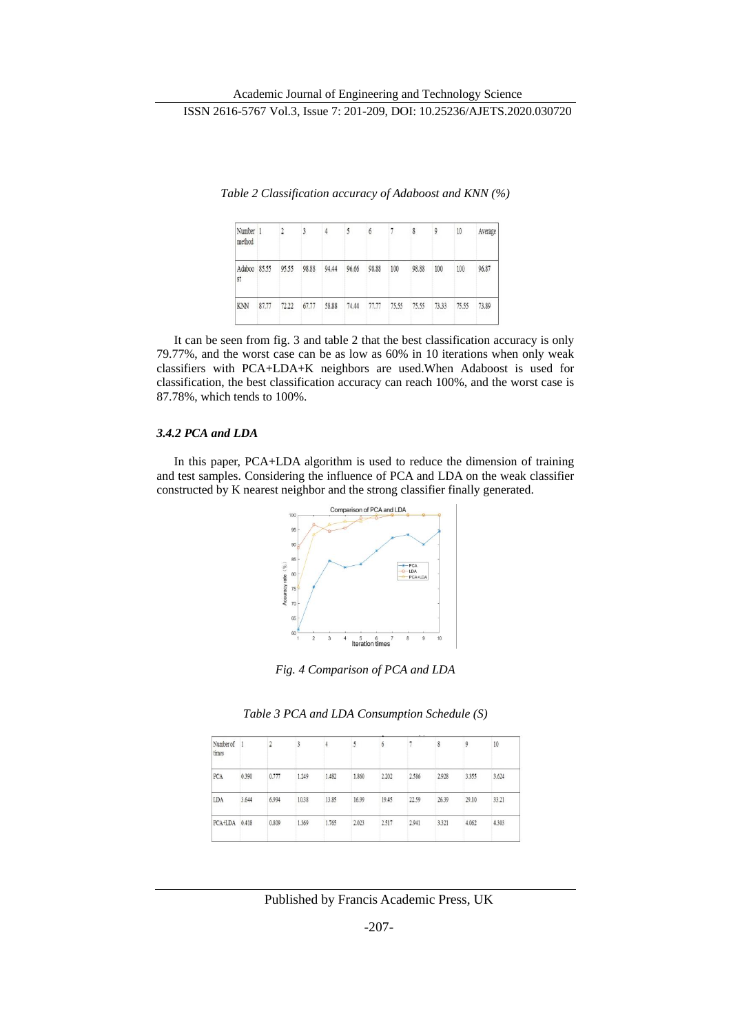*Table 2 Classification accuracy of Adaboost and KNN (%)*

| Number method | 1 | 2 | 3 | 4 | 5 | 6 | 7 | 8 | 9 | 10 | Average |
|---|---|---|---|---|---|---|---|---|---|---|---|
| Adaboost | 85.55 | 95.55 | 98.88 | 94.44 | 96.66 | 98.88 | 100 | 98.88 | 100 | 100 | 96.87 |
| KNN | 87.77 | 72.22 | 67.77 | 58.88 | 74.44 | 77.77 | 75.55 | 75.55 | 73.33 | 75.55 | 73.89 |

It can be seen from fig. 3 and table 2 that the best classification accuracy is only 79.77%, and the worst case can be as low as 60% in 10 iterations when only weak classifiers with PCA+LDA+K neighbors are used.When Adaboost is used for classification, the best classification accuracy can reach 100%, and the worst case is 87.78%, which tends to 100%.

### *3.4.2 PCA and LDA*

In this paper, PCA+LDA algorithm is used to reduce the dimension of training and test samples. Considering the influence of PCA and LDA on the weak classifier constructed by K nearest neighbor and the strong classifier finally generated.

*Fig. 4 Comparison of PCA and LDA*

*Table 3 PCA and LDA Consumption Schedule (S)*

| Number of times | 1 | 2 | 3 | 4 | 5 | 6 | 7 | 8 | 9 | 10 |
|---|---|---|---|---|---|---|---|---|---|---|
| PCA | 0.390 | 0.777 | 1.249 | 1.482 | 1.860 | 2.202 | 2.586 | 2.928 | 3.355 | 3.624 |
| LDA | 3.644 | 6.994 | 10.38 | 13.85 | 16.99 | 19.45 | 22.59 | 26.39 | 29.10 | 33.21 |
| PCA+LDA | 0.418 | 0.809 | 1.369 | 1.765 | 2.023 | 2.517 | 2.941 | 3.321 | 4.062 | 4.303 |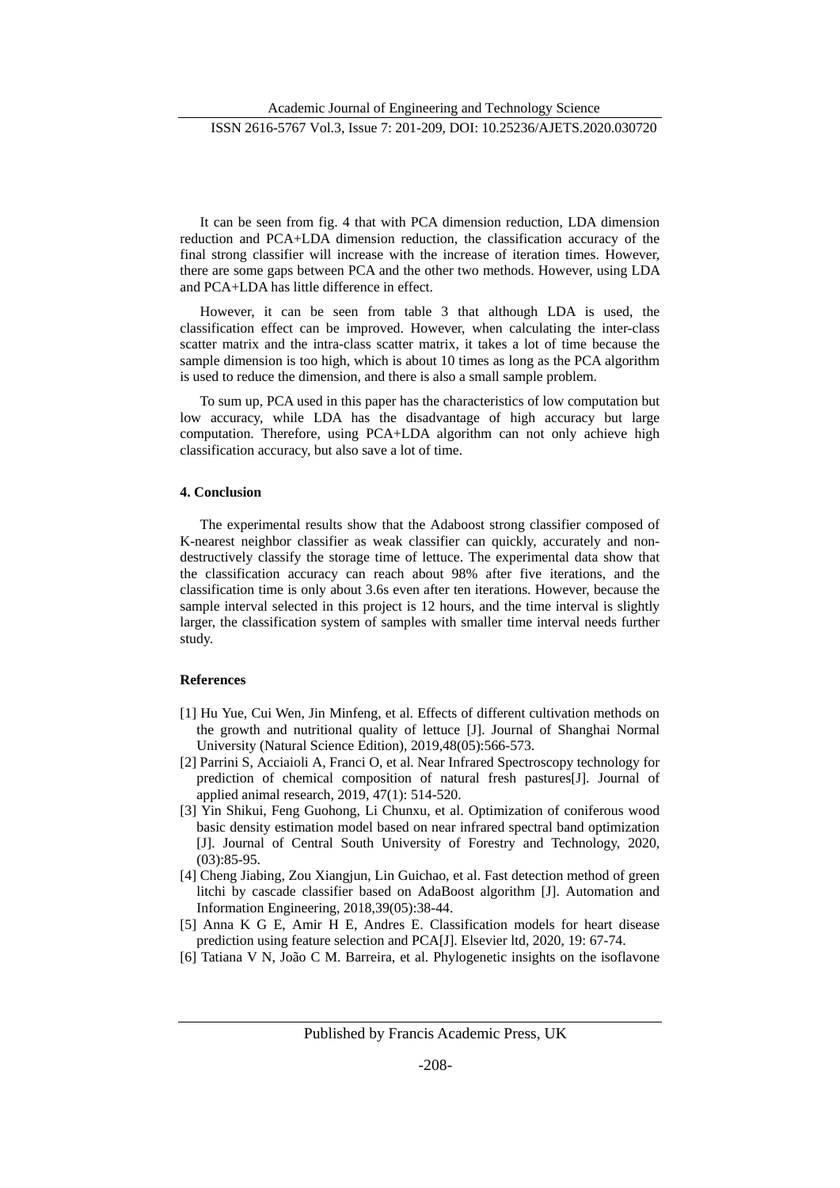It can be seen from fig. 4 that with PCA dimension reduction, LDA dimension reduction and PCA+LDA dimension reduction, the classification accuracy of the final strong classifier will increase with the increase of iteration times. However, there are some gaps between PCA and the other two methods. However, using LDA and PCA+LDA has little difference in effect.

However, it can be seen from table 3 that although LDA is used, the classification effect can be improved. However, when calculating the inter-class scatter matrix and the intra-class scatter matrix, it takes a lot of time because the sample dimension is too high, which is about 10 times as long as the PCA algorithm is used to reduce the dimension, and there is also a small sample problem.

To sum up, PCA used in this paper has the characteristics of low computation but low accuracy, while LDA has the disadvantage of high accuracy but large computation. Therefore, using PCA+LDA algorithm can not only achieve high classification accuracy, but also save a lot of time.

## 4. Conclusion

The experimental results show that the Adaboost strong classifier composed of K-nearest neighbor classifier as weak classifier can quickly, accurately and non-destructively classify the storage time of lettuce. The experimental data show that the classification accuracy can reach about 98% after five iterations, and the classification time is only about 3.6s even after ten iterations. However, because the sample interval selected in this project is 12 hours, and the time interval is slightly larger, the classification system of samples with smaller time interval needs further study.

## References

[1] Hu Yue, Cui Wen, Jin Minfeng, et al. Effects of different cultivation methods on the growth and nutritional quality of lettuce [J]. Journal of Shanghai Normal University (Natural Science Edition), 2019,48(05):566-573.

[2] Parrini S, Acciaioli A, Franci O, et al. Near Infrared Spectroscopy technology for prediction of chemical composition of natural fresh pastures[J]. Journal of applied animal research, 2019, 47(1): 514-520.

[3] Yin Shikui, Feng Guohong, Li Chunxu, et al. Optimization of coniferous wood basic density estimation model based on near infrared spectral band optimization [J]. Journal of Central South University of Forestry and Technology, 2020, (03):85-95.

[4] Cheng Jiabing, Zou Xiangjun, Lin Guichao, et al. Fast detection method of green litchi by cascade classifier based on AdaBoost algorithm [J]. Automation and Information Engineering, 2018,39(05):38-44.

[5] Anna K G E, Amir H E, Andres E. Classification models for heart disease prediction using feature selection and PCA[J]. Elsevier ltd, 2020, 19: 67-74.

[6] Tatiana V N, João C M. Barreira, et al. Phylogenetic insights on the isoflavone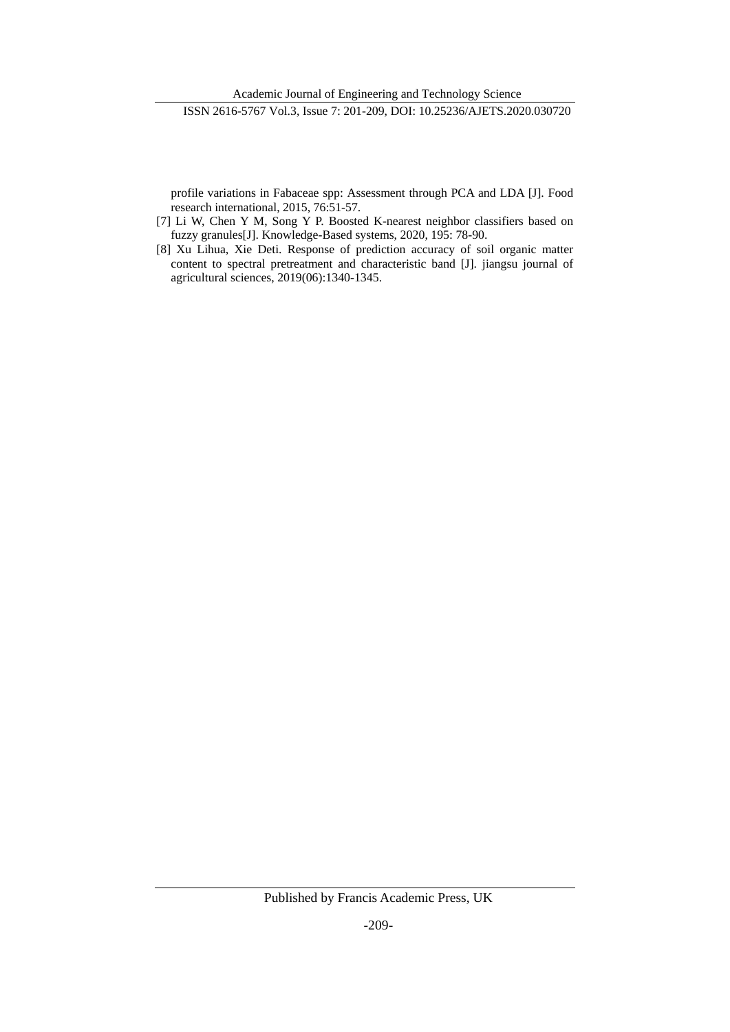profile variations in Fabaceae spp: Assessment through PCA and LDA [J]. Food research international, 2015, 76:51-57.

[7] Li W, Chen Y M, Song Y P. Boosted K-nearest neighbor classifiers based on fuzzy granules[J]. Knowledge-Based systems, 2020, 195: 78-90.

[8] Xu Lihua, Xie Deti. Response of prediction accuracy of soil organic matter content to spectral pretreatment and characteristic band [J]. jiangsu journal of agricultural sciences, 2019(06):1340-1345.